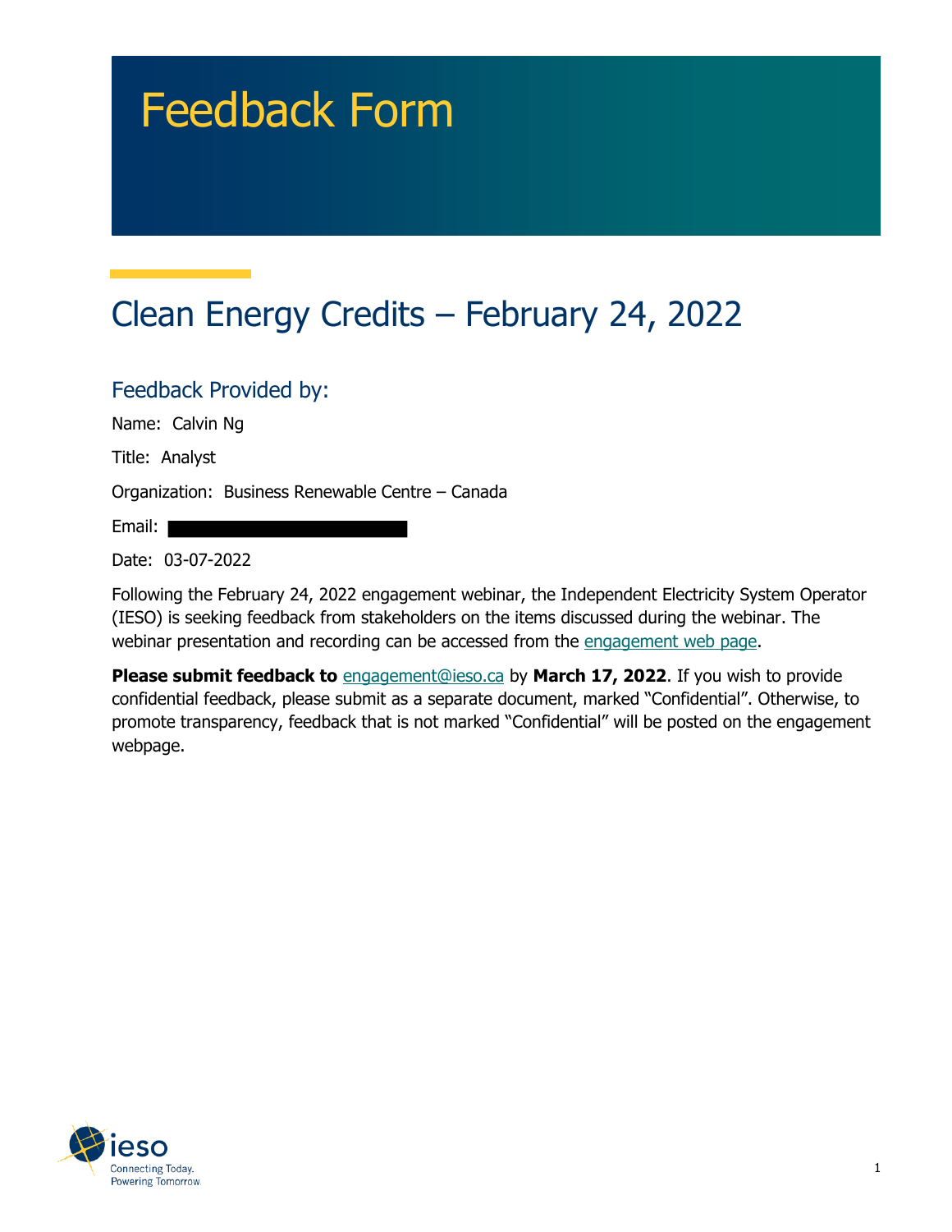# Feedback Form

## Clean Energy Credits – February 24, 2022

### Feedback Provided by:

Name: Calvin Ng

Title: Analyst

Organization: Business Renewable Centre – Canada

Email:

Date: 03-07-2022

Following the February 24, 2022 engagement webinar, the Independent Electricity System Operator (IESO) is seeking feedback from stakeholders on the items discussed during the webinar. The webinar presentation and recording can be accessed from the engagement web page.

**Please submit feedback to** engagement@ieso.ca by **March 17, 2022**. If you wish to provide confidential feedback, please submit as a separate document, marked "Confidential". Otherwise, to promote transparency, feedback that is not marked "Confidential" will be posted on the engagement webpage.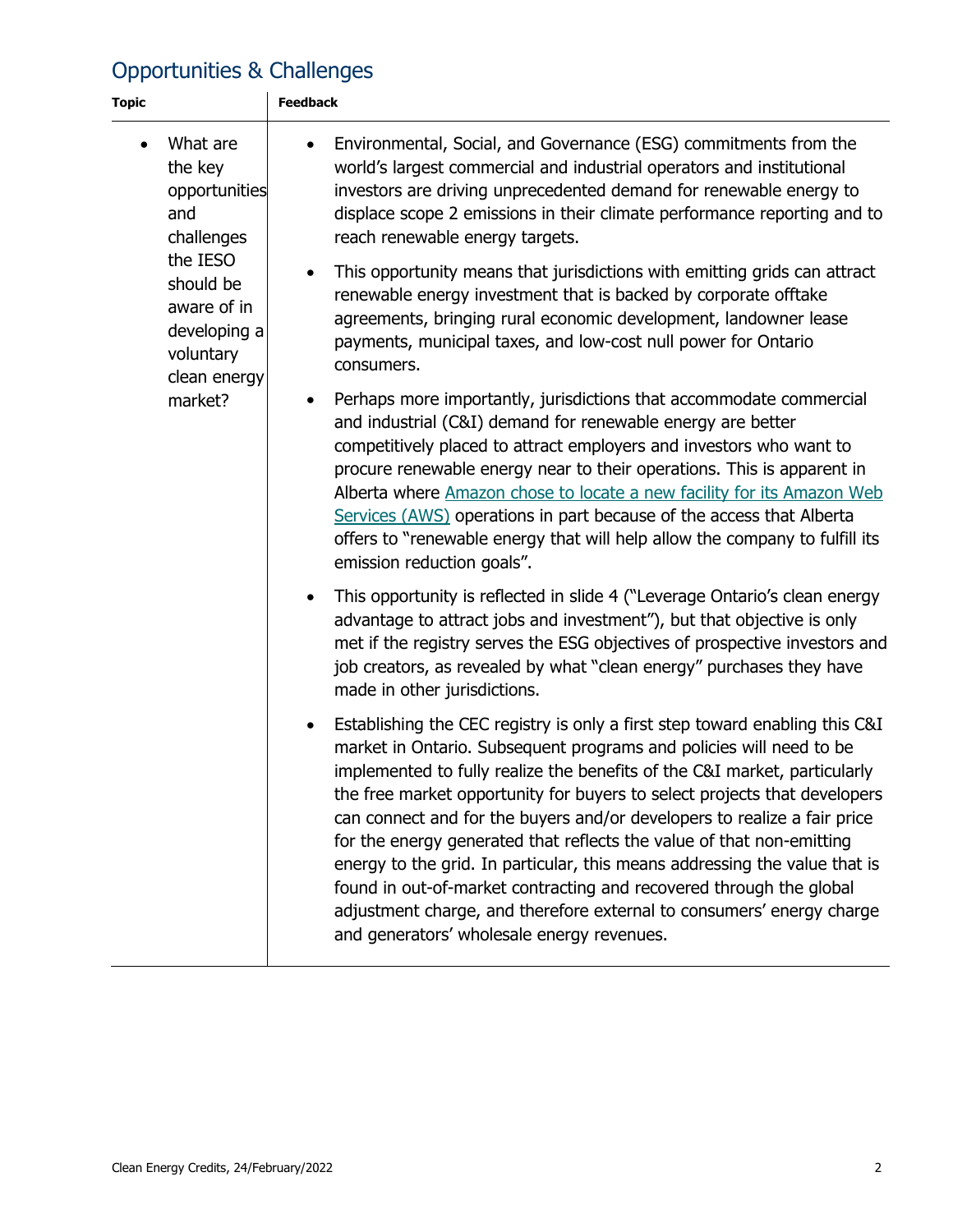## Opportunities & Challenges

| Topic | Feedback |
|---|---|
| • What are the key opportunities and challenges the IESO should be aware of in developing a voluntary clean energy market? | • Environmental, Social, and Governance (ESG) commitments from the world's largest commercial and industrial operators and institutional investors are driving unprecedented demand for renewable energy to displace scope 2 emissions in their climate performance reporting and to reach renewable energy targets.<br><br>• This opportunity means that jurisdictions with emitting grids can attract renewable energy investment that is backed by corporate offtake agreements, bringing rural economic development, landowner lease payments, municipal taxes, and low-cost null power for Ontario consumers.<br><br>• Perhaps more importantly, jurisdictions that accommodate commercial and industrial (C&I) demand for renewable energy are better competitively placed to attract employers and investors who want to procure renewable energy near to their operations. This is apparent in Alberta where Amazon chose to locate a new facility for its Amazon Web Services (AWS) operations in part because of the access that Alberta offers to "renewable energy that will help allow the company to fulfill its emission reduction goals".<br><br>• This opportunity is reflected in slide 4 ("Leverage Ontario's clean energy advantage to attract jobs and investment"), but that objective is only met if the registry serves the ESG objectives of prospective investors and job creators, as revealed by what "clean energy" purchases they have made in other jurisdictions.<br><br>• Establishing the CEC registry is only a first step toward enabling this C&I market in Ontario. Subsequent programs and policies will need to be implemented to fully realize the benefits of the C&I market, particularly the free market opportunity for buyers to select projects that developers can connect and for the buyers and/or developers to realize a fair price for the energy generated that reflects the value of that non-emitting energy to the grid. In particular, this means addressing the value that is found in out-of-market contracting and recovered through the global adjustment charge, and therefore external to consumers' energy charge and generators' wholesale energy revenues. |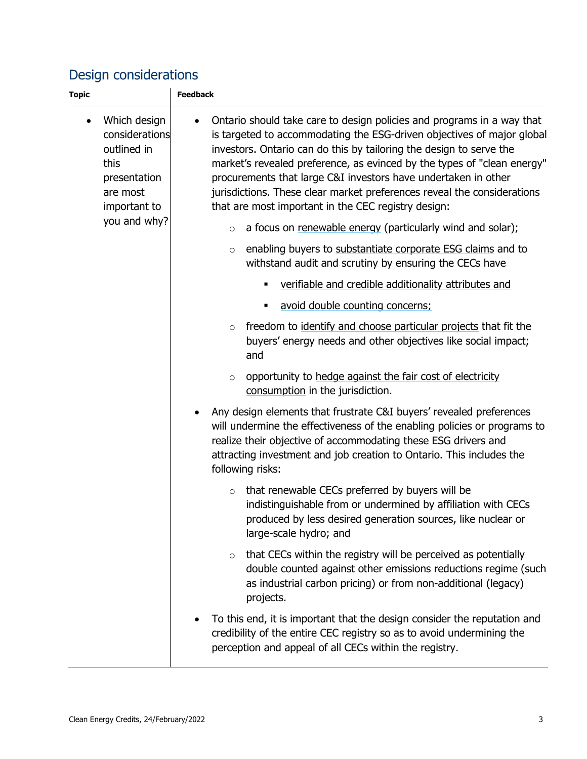## Design considerations

| Topic | Feedback |
|---|---|
| • Which design considerations outlined in this presentation are most important to you and why? | • Ontario should take care to design policies and programs in a way that is targeted to accommodating the ESG-driven objectives of major global investors. Ontario can do this by tailoring the design to serve the market's revealed preference, as evinced by the types of "clean energy" procurements that large C&I investors have undertaken in other jurisdictions. These clear market preferences reveal the considerations that are most important in the CEC registry design:<br>  ○ a focus on renewable energy (particularly wind and solar);<br>  ○ enabling buyers to substantiate corporate ESG claims and to withstand audit and scrutiny by ensuring the CECs have<br>    ▪ verifiable and credible additionality attributes and<br>    ▪ avoid double counting concerns;<br>  ○ freedom to identify and choose particular projects that fit the buyers' energy needs and other objectives like social impact; and<br>  ○ opportunity to hedge against the fair cost of electricity consumption in the jurisdiction.<br>• Any design elements that frustrate C&I buyers' revealed preferences will undermine the effectiveness of the enabling policies or programs to realize their objective of accommodating these ESG drivers and attracting investment and job creation to Ontario. This includes the following risks:<br>  ○ that renewable CECs preferred by buyers will be indistinguishable from or undermined by affiliation with CECs produced by less desired generation sources, like nuclear or large-scale hydro; and<br>  ○ that CECs within the registry will be perceived as potentially double counted against other emissions reductions regime (such as industrial carbon pricing) or from non-additional (legacy) projects.<br>• To this end, it is important that the design consider the reputation and credibility of the entire CEC registry so as to avoid undermining the perception and appeal of all CECs within the registry. |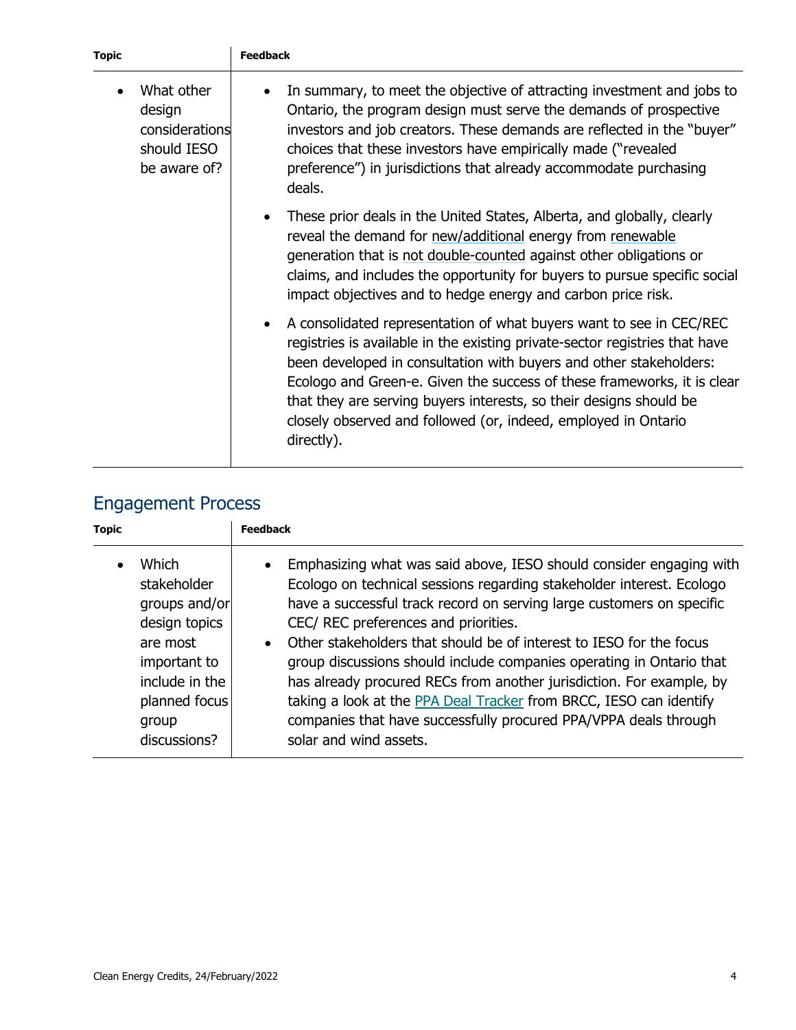| Topic | Feedback |
| --- | --- |
| • What other design considerations should IESO be aware of? | • In summary, to meet the objective of attracting investment and jobs to Ontario, the program design must serve the demands of prospective investors and job creators. These demands are reflected in the "buyer" choices that these investors have empirically made ("revealed preference") in jurisdictions that already accommodate purchasing deals. <br> • These prior deals in the United States, Alberta, and globally, clearly reveal the demand for new/additional energy from renewable generation that is not double-counted against other obligations or claims, and includes the opportunity for buyers to pursue specific social impact objectives and to hedge energy and carbon price risk. <br> • A consolidated representation of what buyers want to see in CEC/REC registries is available in the existing private-sector registries that have been developed in consultation with buyers and other stakeholders: Ecologo and Green-e. Given the success of these frameworks, it is clear that they are serving buyers interests, so their designs should be closely observed and followed (or, indeed, employed in Ontario directly). |

## Engagement Process

| Topic | Feedback |
| --- | --- |
| • Which stakeholder groups and/or design topics are most important to include in the planned focus group discussions? | • Emphasizing what was said above, IESO should consider engaging with Ecologo on technical sessions regarding stakeholder interest. Ecologo have a successful track record on serving large customers on specific CEC/ REC preferences and priorities. <br> • Other stakeholders that should be of interest to IESO for the focus group discussions should include companies operating in Ontario that has already procured RECs from another jurisdiction. For example, by taking a look at the PPA Deal Tracker from BRCC, IESO can identify companies that have successfully procured PPA/VPPA deals through solar and wind assets. |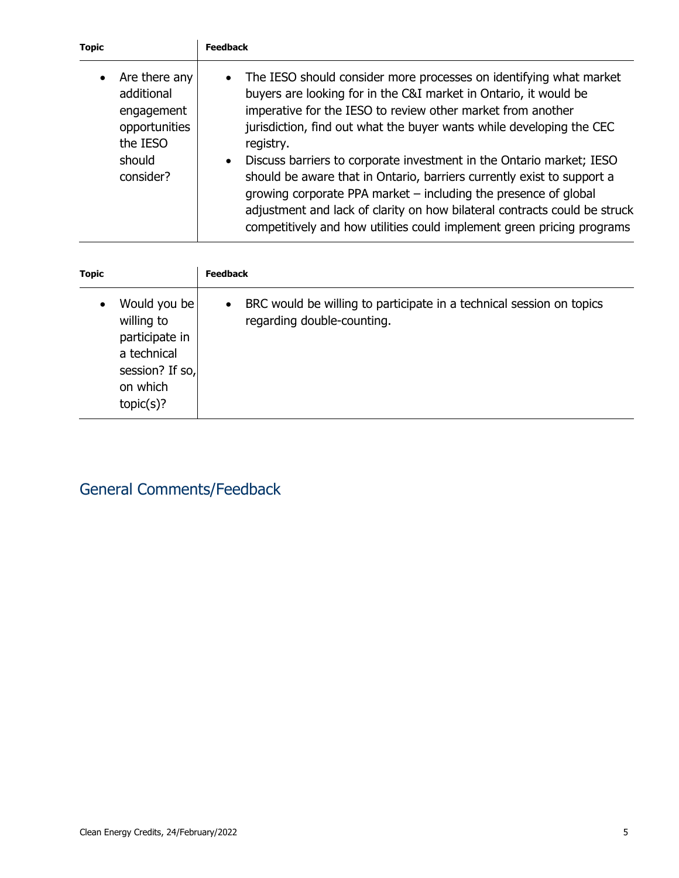| Topic | Feedback |
| --- | --- |
| • Are there any additional engagement opportunities the IESO should consider? | • The IESO should consider more processes on identifying what market buyers are looking for in the C&I market in Ontario, it would be imperative for the IESO to review other market from another jurisdiction, find out what the buyer wants while developing the CEC registry. <br> • Discuss barriers to corporate investment in the Ontario market; IESO should be aware that in Ontario, barriers currently exist to support a growing corporate PPA market – including the presence of global adjustment and lack of clarity on how bilateral contracts could be struck competitively and how utilities could implement green pricing programs |

| Topic | Feedback |
| --- | --- |
| • Would you be willing to participate in a technical session? If so, on which topic(s)? | • BRC would be willing to participate in a technical session on topics regarding double-counting. |

## General Comments/Feedback